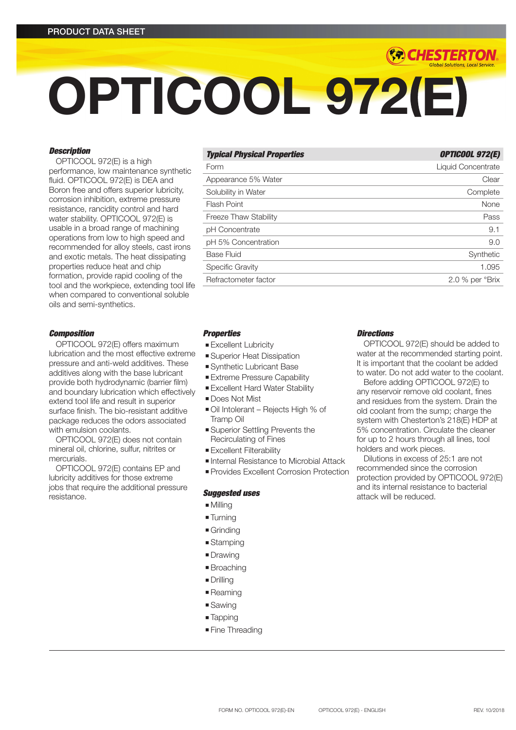PRODUCT DATA SHEET

# OPTICOOL 972(E)

### Description

OPTICOOL 972(E) is a high performance, low maintenance synthetic fluid. OPTICOOL 972(E) is DEA and Boron free and offers superior lubricity, corrosion inhibition, extreme pressure resistance, rancidity control and hard water stability. OPTICOOL 972(E) is usable in a broad range of machining operations from low to high speed and recommended for alloy steels, cast irons and exotic metals. The heat dissipating properties reduce heat and chip formation, provide rapid cooling of the tool and the workpiece, extending tool life when compared to conventional soluble oils and semi-synthetics.

| Typical Physical Properties | OPTICOOL 972(E) |
|---|---|
| Form | Liquid Concentrate |
| Appearance 5% Water | Clear |
| Solubility in Water | Complete |
| Flash Point | None |
| Freeze Thaw Stability | Pass |
| pH Concentrate | 9.1 |
| pH 5% Concentration | 9.0 |
| Base Fluid | Synthetic |
| Specific Gravity | 1.095 |
| Refractometer factor | 2.0 % per °Brix |

### Composition

OPTICOOL 972(E) offers maximum lubrication and the most effective extreme pressure and anti-weld additives. These additives along with the base lubricant provide both hydrodynamic (barrier film) and boundary lubrication which effectively extend tool life and result in superior surface finish. The bio-resistant additive package reduces the odors associated with emulsion coolants.

OPTICOOL 972(E) does not contain mineral oil, chlorine, sulfur, nitrites or mercurials.

OPTICOOL 972(E) contains EP and lubricity additives for those extreme jobs that require the additional pressure resistance.

### Properties

- Excellent Lubricity
- Superior Heat Dissipation
- Synthetic Lubricant Base
- Extreme Pressure Capability
- Excellent Hard Water Stability
- Does Not Mist
- Oil Intolerant – Rejects High % of Tramp Oil
- Superior Settling Prevents the Recirculating of Fines
- Excellent Filterability
- Internal Resistance to Microbial Attack
- Provides Excellent Corrosion Protection

### Suggested uses

- Milling
- Turning
- Grinding
- Stamping
- Drawing
- Broaching
- Drilling
- Reaming
- Sawing
- Tapping
- Fine Threading

### Directions

OPTICOOL 972(E) should be added to water at the recommended starting point. It is important that the coolant be added to water. Do not add water to the coolant.

Before adding OPTICOOL 972(E) to any reservoir remove old coolant, fines and residues from the system. Drain the old coolant from the sump; charge the system with Chesterton's 218(E) HDP at 5% concentration. Circulate the cleaner for up to 2 hours through all lines, tool holders and work pieces.

Dilutions in excess of 25:1 are not recommended since the corrosion protection provided by OPTICOOL 972(E) and its internal resistance to bacterial attack will be reduced.

FORM NO. OPTICOOL 972(E)-EN OPTICOOL 972(E) - ENGLISH REV. 10/2018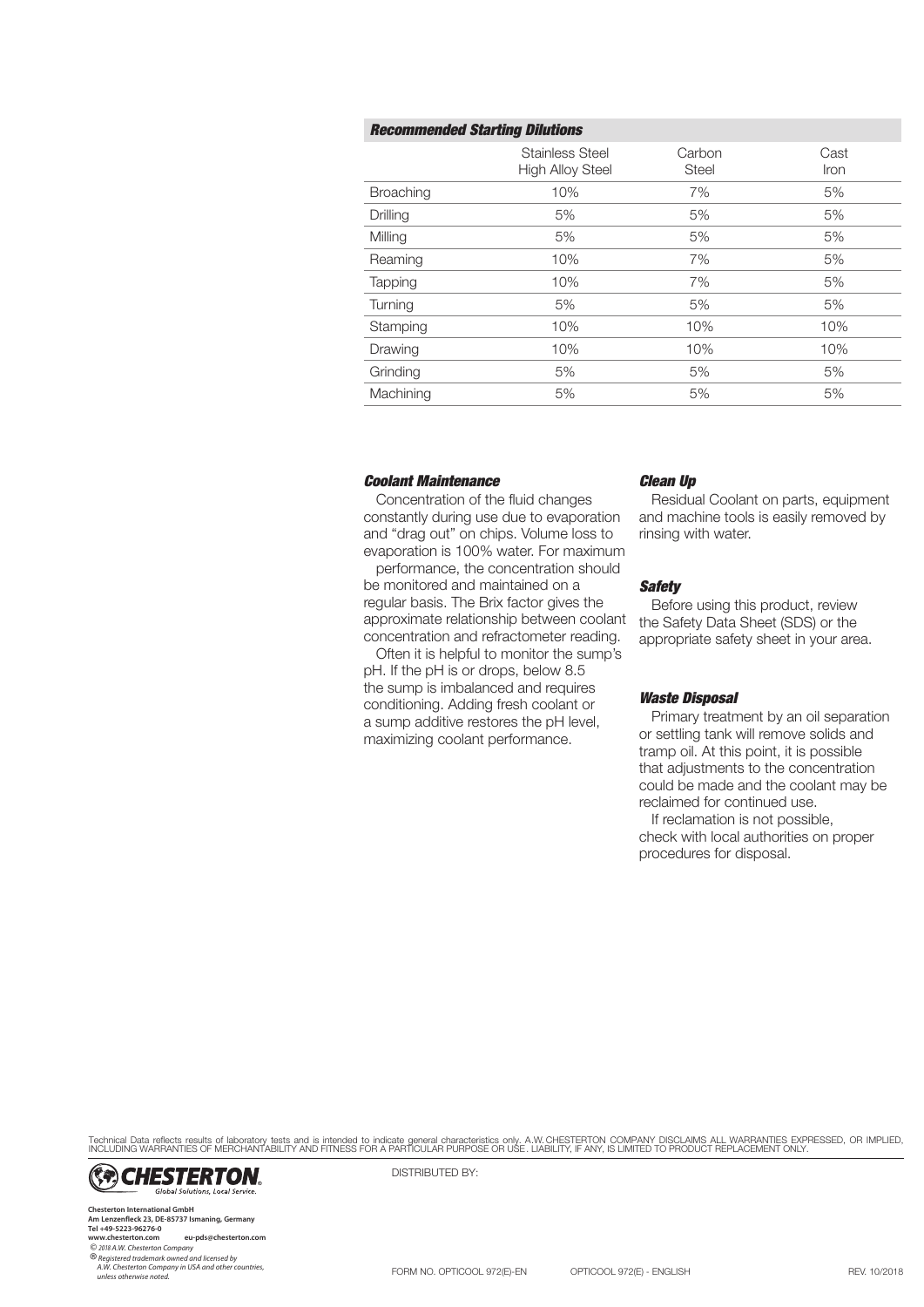### *Recommended Starting Dilutions*

| | Stainless Steel High Alloy Steel | Carbon Steel | Cast Iron |
|---|---|---|---|
| Broaching | 10% | 7% | 5% |
| Drilling | 5% | 5% | 5% |
| Milling | 5% | 5% | 5% |
| Reaming | 10% | 7% | 5% |
| Tapping | 10% | 7% | 5% |
| Turning | 5% | 5% | 5% |
| Stamping | 10% | 10% | 10% |
| Drawing | 10% | 10% | 10% |
| Grinding | 5% | 5% | 5% |
| Machining | 5% | 5% | 5% |

#### *Coolant Maintenance*

Concentration of the fluid changes constantly during use due to evaporation and "drag out" on chips. Volume loss to evaporation is 100% water. For maximum performance, the concentration should be monitored and maintained on a regular basis. The Brix factor gives the approximate relationship between coolant concentration and refractometer reading.

Often it is helpful to monitor the sump's pH. If the pH is or drops, below 8.5 the sump is imbalanced and requires conditioning. Adding fresh coolant or a sump additive restores the pH level, maximizing coolant performance.

#### *Clean Up*

Residual Coolant on parts, equipment and machine tools is easily removed by rinsing with water.

#### *Safety*

Before using this product, review the Safety Data Sheet (SDS) or the appropriate safety sheet in your area.

#### *Waste Disposal*

Primary treatment by an oil separation or settling tank will remove solids and tramp oil. At this point, it is possible that adjustments to the concentration could be made and the coolant may be reclaimed for continued use.

If reclamation is not possible, check with local authorities on proper procedures for disposal.

Technical Data reflects results of laboratory tests and is intended to indicate general characteristics only. A.W. CHESTERTON COMPANY DISCLAIMS ALL WARRANTIES EXPRESSED, OR IMPLIED, INCLUDING WARRANTIES OF MERCHANTABILITY AND FITNESS FOR A PARTICULAR PURPOSE OR USE. LIABILITY, IF ANY, IS LIMITED TO PRODUCT REPLACEMENT ONLY.

**CHESTERTON** *Global Solutions, Local Service.*

DISTRIBUTED BY:

**Chesterton International GmbH**
**Am Lenzenfleck 23, DE-85737 Ismaning, Germany**
**Tel +49-5223-96276-0**
**www.chesterton.com eu-pds@chesterton.com**
*© 2018 A.W. Chesterton Company*
*® Registered trademark owned and licensed by A.W. Chesterton Company in USA and other countries, unless otherwise noted.*

FORM NO. OPTICOOL 972(E)-EN OPTICOOL 972(E) - ENGLISH REV. 10/2018